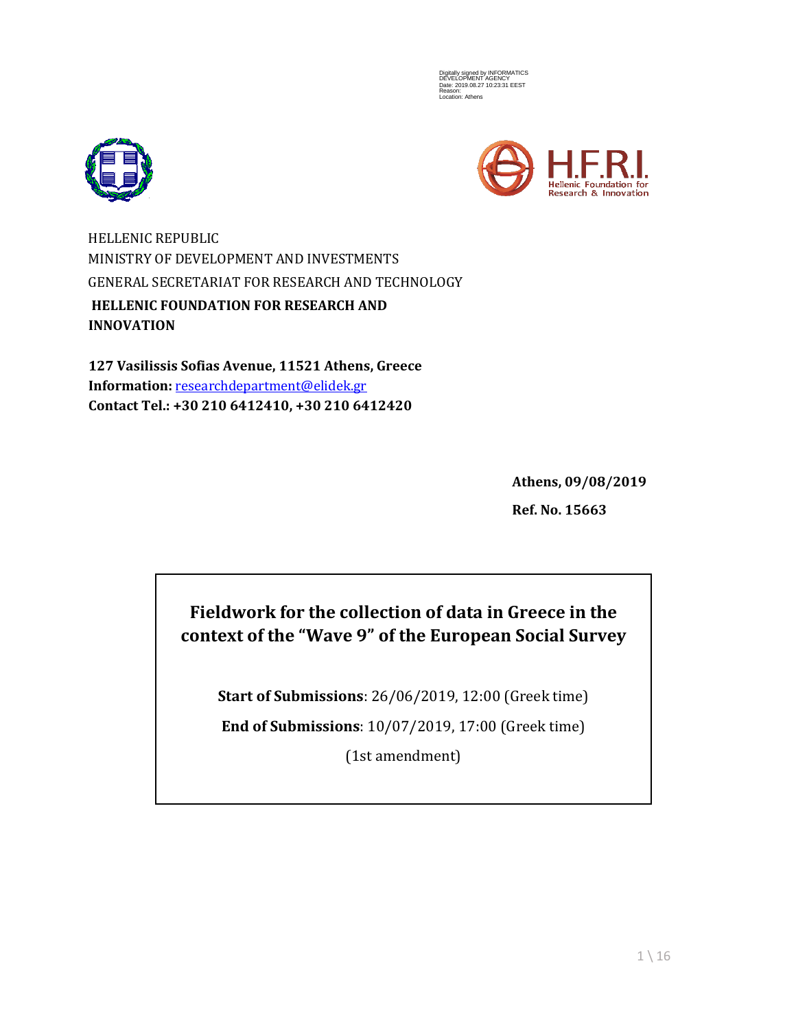Digitally signed by INFORMATICS DEVELOPMENT AGENCY
Date: 2019.08.27 10:23:31 EEST
Reason:
Location: Athens

H.F.R.I.
Hellenic Foundation for Research & Innovation

HELLENIC REPUBLIC
MINISTRY OF DEVELOPMENT AND INVESTMENTS
GENERAL SECRETARIAT FOR RESEARCH AND TECHNOLOGY
**HELLENIC FOUNDATION FOR RESEARCH AND INNOVATION**

**127 Vasilissis Sofias Avenue, 11521 Athens, Greece**
**Information:** researchdepartment@elidek.gr
**Contact Tel.: +30 210 6412410, +30 210 6412420**

**Athens, 09/08/2019**

**Ref. No. 15663**

# Fieldwork for the collection of data in Greece in the context of the "Wave 9" of the European Social Survey

**Start of Submissions**: 26/06/2019, 12:00 (Greek time)

**End of Submissions**: 10/07/2019, 17:00 (Greek time)

(1st amendment)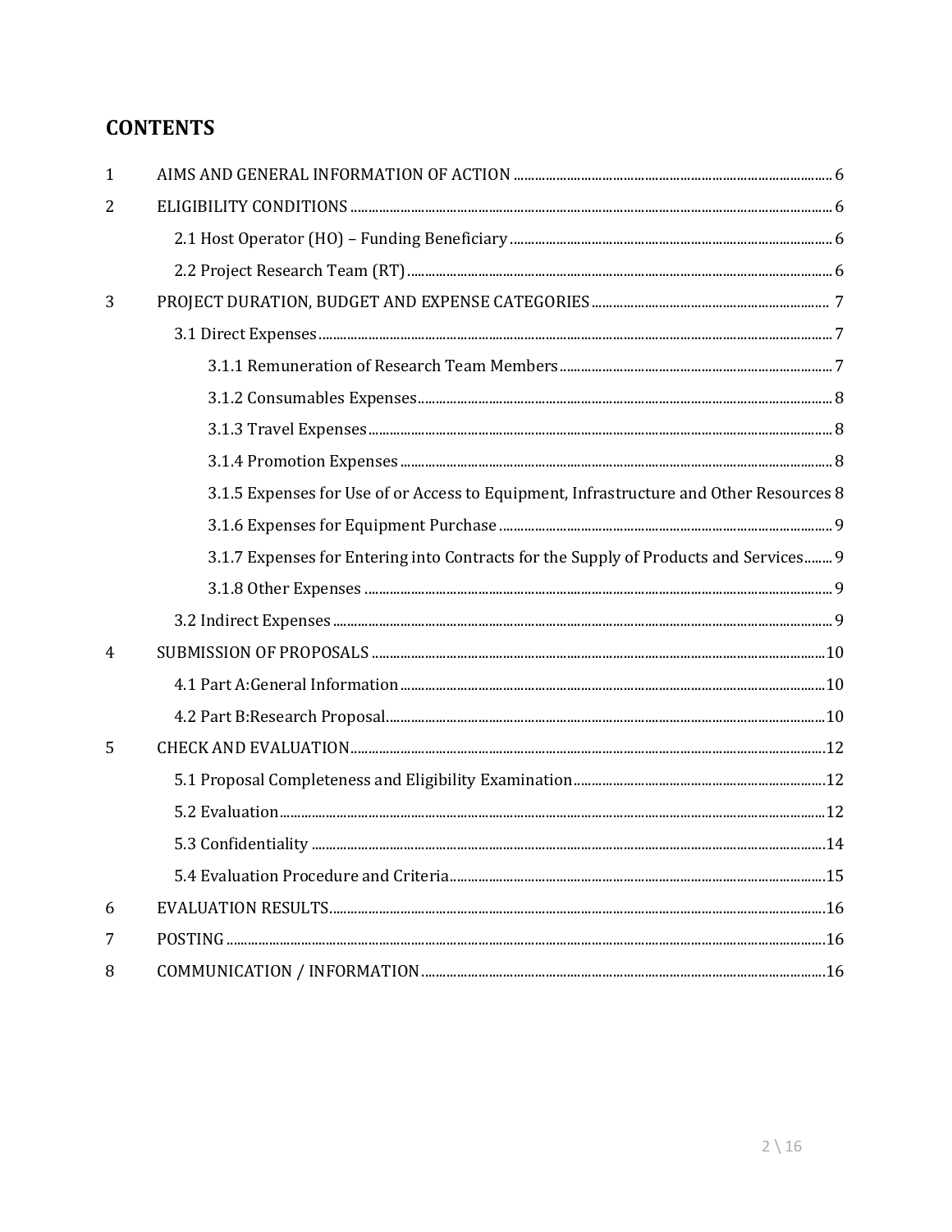# CONTENTS

| | | |
|---|---|---|
| 1 | AIMS AND GENERAL INFORMATION OF ACTION | 6 |
| 2 | ELIGIBILITY CONDITIONS | 6 |
| | 2.1 Host Operator (HO) – Funding Beneficiary | 6 |
| | 2.2 Project Research Team (RT) | 6 |
| 3 | PROJECT DURATION, BUDGET AND EXPENSE CATEGORIES | 7 |
| | 3.1 Direct Expenses | 7 |
| | 3.1.1 Remuneration of Research Team Members | 7 |
| | 3.1.2 Consumables Expenses | 8 |
| | 3.1.3 Travel Expenses | 8 |
| | 3.1.4 Promotion Expenses | 8 |
| | 3.1.5 Expenses for Use of or Access to Equipment, Infrastructure and Other Resources | 8 |
| | 3.1.6 Expenses for Equipment Purchase | 9 |
| | 3.1.7 Expenses for Entering into Contracts for the Supply of Products and Services | 9 |
| | 3.1.8 Other Expenses | 9 |
| | 3.2 Indirect Expenses | 9 |
| 4 | SUBMISSION OF PROPOSALS | 10 |
| | 4.1 Part A:General Information | 10 |
| | 4.2 Part B:Research Proposal | 10 |
| 5 | CHECK AND EVALUATION | 12 |
| | 5.1 Proposal Completeness and Eligibility Examination | 12 |
| | 5.2 Evaluation | 12 |
| | 5.3 Confidentiality | 14 |
| | 5.4 Evaluation Procedure and Criteria | 15 |
| 6 | EVALUATION RESULTS | 16 |
| 7 | POSTING | 16 |
| 8 | COMMUNICATION / INFORMATION | 16 |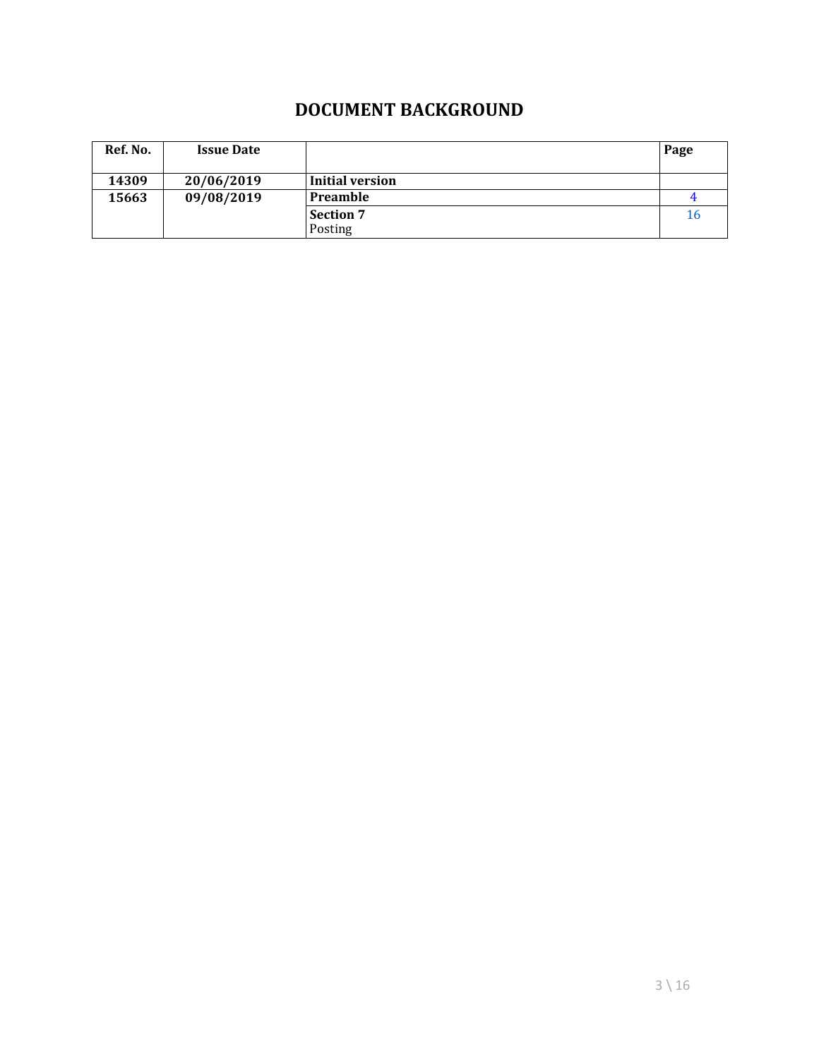# DOCUMENT BACKGROUND

| Ref. No. | Issue Date | | Page |
|---|---|---|---|
| **14309** | **20/06/2019** | **Initial version** | |
| **15663** | **09/08/2019** | **Preamble** | 4 |
| | | **Section 7** Posting | 16 |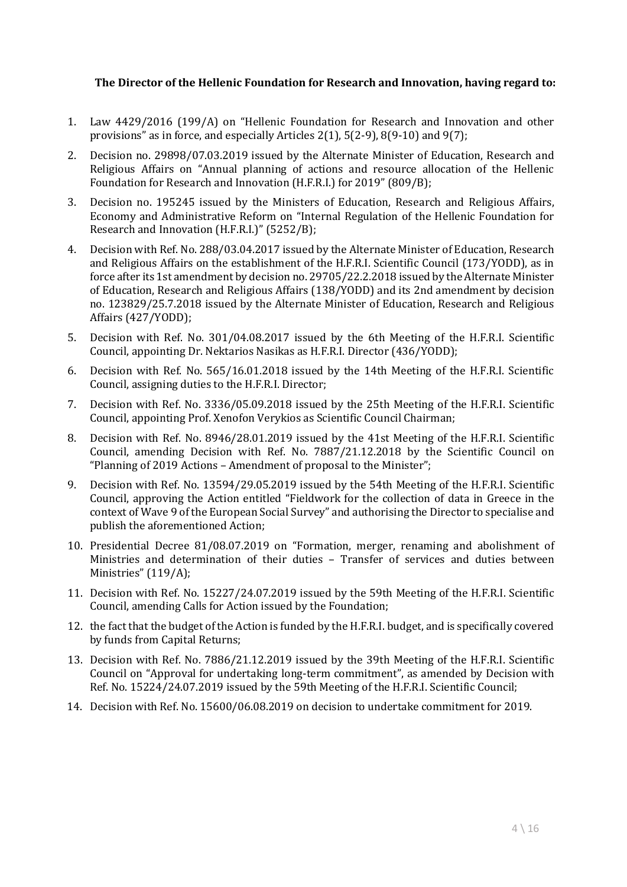**The Director of the Hellenic Foundation for Research and Innovation, having regard to:**

1. Law 4429/2016 (199/A) on "Hellenic Foundation for Research and Innovation and other provisions" as in force, and especially Articles 2(1), 5(2-9), 8(9-10) and 9(7);
2. Decision no. 29898/07.03.2019 issued by the Alternate Minister of Education, Research and Religious Affairs on "Annual planning of actions and resource allocation of the Hellenic Foundation for Research and Innovation (H.F.R.I.) for 2019" (809/B);
3. Decision no. 195245 issued by the Ministers of Education, Research and Religious Affairs, Economy and Administrative Reform on "Internal Regulation of the Hellenic Foundation for Research and Innovation (H.F.R.I.)" (5252/B);
4. Decision with Ref. No. 288/03.04.2017 issued by the Alternate Minister of Education, Research and Religious Affairs on the establishment of the H.F.R.I. Scientific Council (173/YODD), as in force after its 1st amendment by decision no. 29705/22.2.2018 issued by the Alternate Minister of Education, Research and Religious Affairs (138/YODD) and its 2nd amendment by decision no. 123829/25.7.2018 issued by the Alternate Minister of Education, Research and Religious Affairs (427/YODD);
5. Decision with Ref. No. 301/04.08.2017 issued by the 6th Meeting of the H.F.R.I. Scientific Council, appointing Dr. Nektarios Nasikas as H.F.R.I. Director (436/YODD);
6. Decision with Ref. No. 565/16.01.2018 issued by the 14th Meeting of the H.F.R.I. Scientific Council, assigning duties to the H.F.R.I. Director;
7. Decision with Ref. No. 3336/05.09.2018 issued by the 25th Meeting of the H.F.R.I. Scientific Council, appointing Prof. Xenofon Verykios as Scientific Council Chairman;
8. Decision with Ref. No. 8946/28.01.2019 issued by the 41st Meeting of the H.F.R.I. Scientific Council, amending Decision with Ref. No. 7887/21.12.2018 by the Scientific Council on "Planning of 2019 Actions – Amendment of proposal to the Minister";
9. Decision with Ref. No. 13594/29.05.2019 issued by the 54th Meeting of the H.F.R.I. Scientific Council, approving the Action entitled "Fieldwork for the collection of data in Greece in the context of Wave 9 of the European Social Survey" and authorising the Director to specialise and publish the aforementioned Action;
10. Presidential Decree 81/08.07.2019 on "Formation, merger, renaming and abolishment of Ministries and determination of their duties – Transfer of services and duties between Ministries" (119/A);
11. Decision with Ref. No. 15227/24.07.2019 issued by the 59th Meeting of the H.F.R.I. Scientific Council, amending Calls for Action issued by the Foundation;
12. the fact that the budget of the Action is funded by the H.F.R.I. budget, and is specifically covered by funds from Capital Returns;
13. Decision with Ref. No. 7886/21.12.2019 issued by the 39th Meeting of the H.F.R.I. Scientific Council on "Approval for undertaking long-term commitment", as amended by Decision with Ref. No. 15224/24.07.2019 issued by the 59th Meeting of the H.F.R.I. Scientific Council;
14. Decision with Ref. No. 15600/06.08.2019 on decision to undertake commitment for 2019.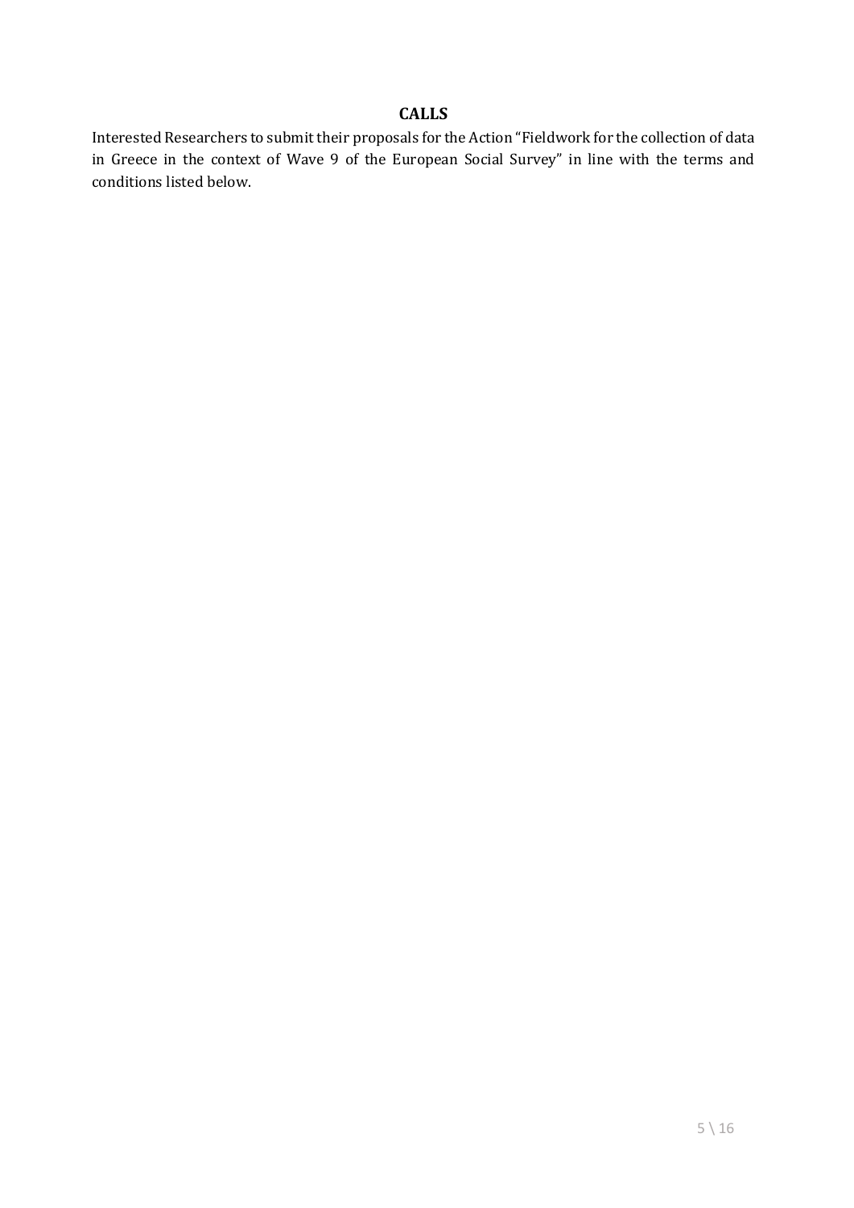## CALLS

Interested Researchers to submit their proposals for the Action "Fieldwork for the collection of data in Greece in the context of Wave 9 of the European Social Survey" in line with the terms and conditions listed below.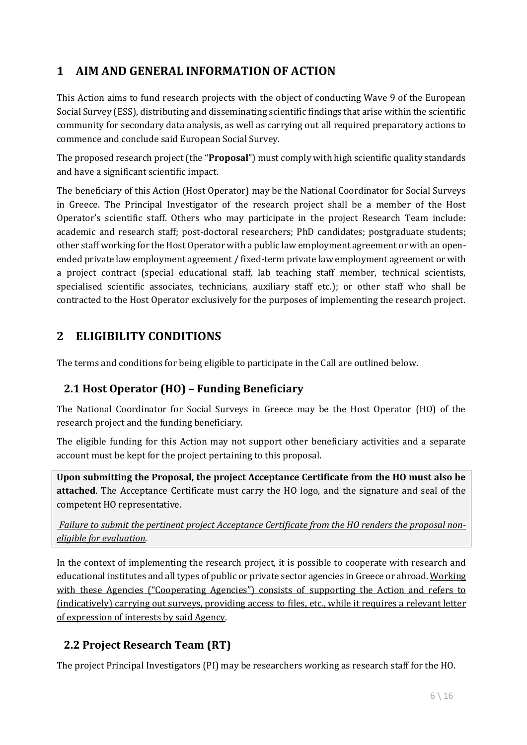# 1 AIM AND GENERAL INFORMATION OF ACTION

This Action aims to fund research projects with the object of conducting Wave 9 of the European Social Survey (ESS), distributing and disseminating scientific findings that arise within the scientific community for secondary data analysis, as well as carrying out all required preparatory actions to commence and conclude said European Social Survey.

The proposed research project (the "**Proposal**") must comply with high scientific quality standards and have a significant scientific impact.

The beneficiary of this Action (Host Operator) may be the National Coordinator for Social Surveys in Greece. The Principal Investigator of the research project shall be a member of the Host Operator's scientific staff. Others who may participate in the project Research Team include: academic and research staff; post-doctoral researchers; PhD candidates; postgraduate students; other staff working for the Host Operator with a public law employment agreement or with an open-ended private law employment agreement / fixed-term private law employment agreement or with a project contract (special educational staff, lab teaching staff member, technical scientists, specialised scientific associates, technicians, auxiliary staff etc.); or other staff who shall be contracted to the Host Operator exclusively for the purposes of implementing the research project.

# 2 ELIGIBILITY CONDITIONS

The terms and conditions for being eligible to participate in the Call are outlined below.

## 2.1 Host Operator (HO) – Funding Beneficiary

The National Coordinator for Social Surveys in Greece may be the Host Operator (HO) of the research project and the funding beneficiary.

The eligible funding for this Action may not support other beneficiary activities and a separate account must be kept for the project pertaining to this proposal.

**Upon submitting the Proposal, the project Acceptance Certificate from the HO must also be attached**. The Acceptance Certificate must carry the HO logo, and the signature and seal of the competent HO representative.

*Failure to submit the pertinent project Acceptance Certificate from the HO renders the proposal non-eligible for evaluation.*

In the context of implementing the research project, it is possible to cooperate with research and educational institutes and all types of public or private sector agencies in Greece or abroad. Working with these Agencies ("Cooperating Agencies") consists of supporting the Action and refers to (indicatively) carrying out surveys, providing access to files, etc., while it requires a relevant letter of expression of interests by said Agency.

## 2.2 Project Research Team (RT)

The project Principal Investigators (PI) may be researchers working as research staff for the HO.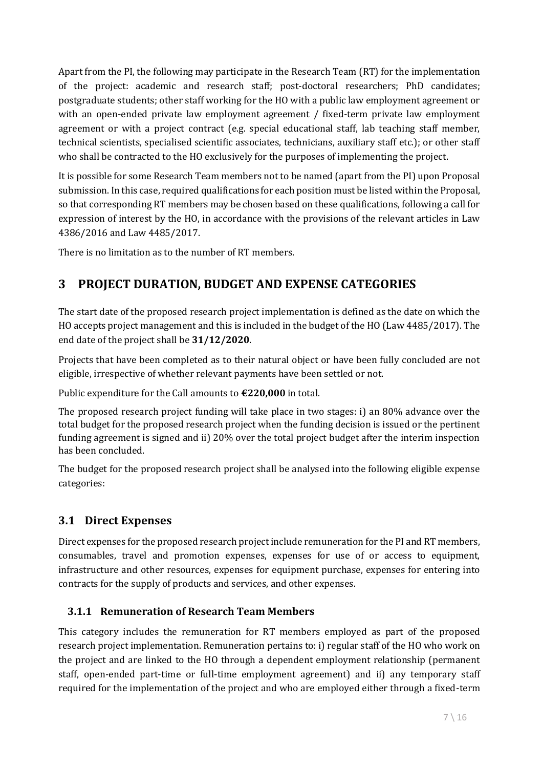Apart from the PI, the following may participate in the Research Team (RT) for the implementation of the project: academic and research staff; post-doctoral researchers; PhD candidates; postgraduate students; other staff working for the HO with a public law employment agreement or with an open-ended private law employment agreement / fixed-term private law employment agreement or with a project contract (e.g. special educational staff, lab teaching staff member, technical scientists, specialised scientific associates, technicians, auxiliary staff etc.); or other staff who shall be contracted to the HO exclusively for the purposes of implementing the project.

It is possible for some Research Team members not to be named (apart from the PI) upon Proposal submission. In this case, required qualifications for each position must be listed within the Proposal, so that corresponding RT members may be chosen based on these qualifications, following a call for expression of interest by the HO, in accordance with the provisions of the relevant articles in Law 4386/2016 and Law 4485/2017.

There is no limitation as to the number of RT members.

# 3 PROJECT DURATION, BUDGET AND EXPENSE CATEGORIES

The start date of the proposed research project implementation is defined as the date on which the HO accepts project management and this is included in the budget of the HO (Law 4485/2017). The end date of the project shall be **31/12/2020**.

Projects that have been completed as to their natural object or have been fully concluded are not eligible, irrespective of whether relevant payments have been settled or not.

Public expenditure for the Call amounts to **€220,000** in total.

The proposed research project funding will take place in two stages: i) an 80% advance over the total budget for the proposed research project when the funding decision is issued or the pertinent funding agreement is signed and ii) 20% over the total project budget after the interim inspection has been concluded.

The budget for the proposed research project shall be analysed into the following eligible expense categories:

## 3.1 Direct Expenses

Direct expenses for the proposed research project include remuneration for the PI and RT members, consumables, travel and promotion expenses, expenses for use of or access to equipment, infrastructure and other resources, expenses for equipment purchase, expenses for entering into contracts for the supply of products and services, and other expenses.

### 3.1.1 Remuneration of Research Team Members

This category includes the remuneration for RT members employed as part of the proposed research project implementation. Remuneration pertains to: i) regular staff of the HO who work on the project and are linked to the HO through a dependent employment relationship (permanent staff, open-ended part-time or full-time employment agreement) and ii) any temporary staff required for the implementation of the project and who are employed either through a fixed-term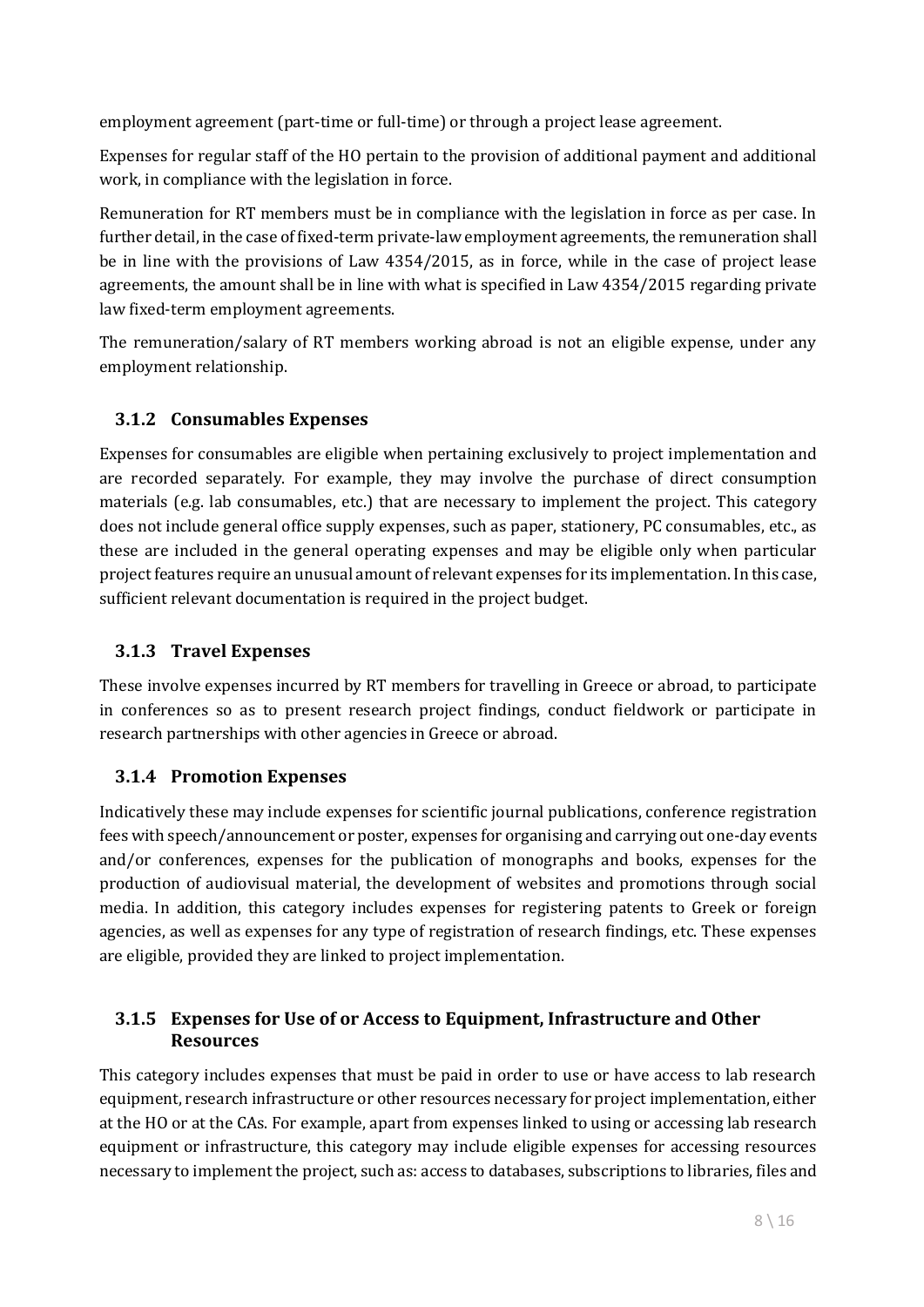employment agreement (part-time or full-time) or through a project lease agreement.

Expenses for regular staff of the HO pertain to the provision of additional payment and additional work, in compliance with the legislation in force.

Remuneration for RT members must be in compliance with the legislation in force as per case. In further detail, in the case of fixed-term private-law employment agreements, the remuneration shall be in line with the provisions of Law 4354/2015, as in force, while in the case of project lease agreements, the amount shall be in line with what is specified in Law 4354/2015 regarding private law fixed-term employment agreements.

The remuneration/salary of RT members working abroad is not an eligible expense, under any employment relationship.

### 3.1.2 Consumables Expenses

Expenses for consumables are eligible when pertaining exclusively to project implementation and are recorded separately. For example, they may involve the purchase of direct consumption materials (e.g. lab consumables, etc.) that are necessary to implement the project. This category does not include general office supply expenses, such as paper, stationery, PC consumables, etc., as these are included in the general operating expenses and may be eligible only when particular project features require an unusual amount of relevant expenses for its implementation. In this case, sufficient relevant documentation is required in the project budget.

### 3.1.3 Travel Expenses

These involve expenses incurred by RT members for travelling in Greece or abroad, to participate in conferences so as to present research project findings, conduct fieldwork or participate in research partnerships with other agencies in Greece or abroad.

### 3.1.4 Promotion Expenses

Indicatively these may include expenses for scientific journal publications, conference registration fees with speech/announcement or poster, expenses for organising and carrying out one-day events and/or conferences, expenses for the publication of monographs and books, expenses for the production of audiovisual material, the development of websites and promotions through social media. In addition, this category includes expenses for registering patents to Greek or foreign agencies, as well as expenses for any type of registration of research findings, etc. These expenses are eligible, provided they are linked to project implementation.

### 3.1.5 Expenses for Use of or Access to Equipment, Infrastructure and Other Resources

This category includes expenses that must be paid in order to use or have access to lab research equipment, research infrastructure or other resources necessary for project implementation, either at the HO or at the CAs. For example, apart from expenses linked to using or accessing lab research equipment or infrastructure, this category may include eligible expenses for accessing resources necessary to implement the project, such as: access to databases, subscriptions to libraries, files and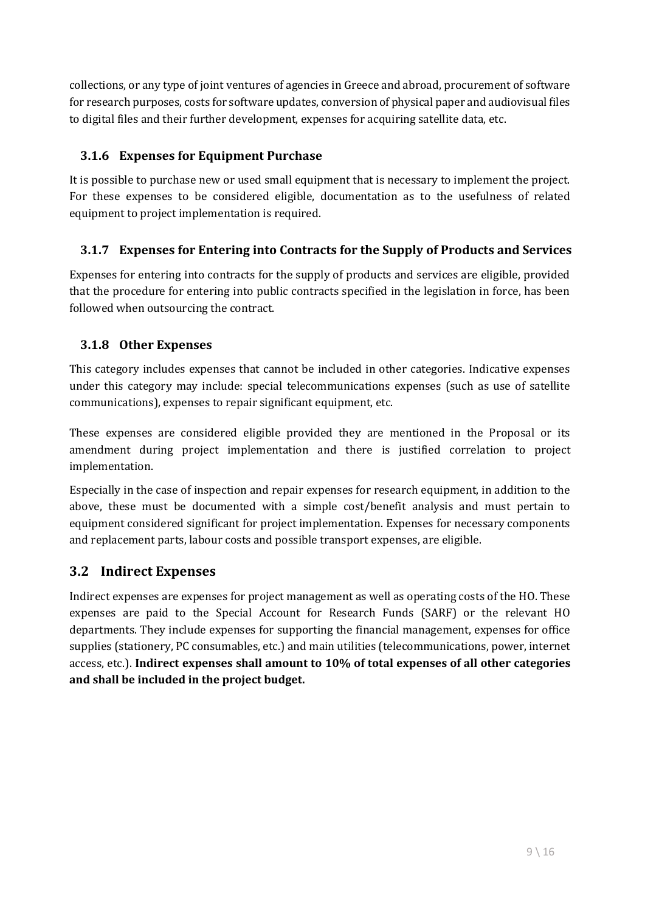collections, or any type of joint ventures of agencies in Greece and abroad, procurement of software for research purposes, costs for software updates, conversion of physical paper and audiovisual files to digital files and their further development, expenses for acquiring satellite data, etc.

### 3.1.6 Expenses for Equipment Purchase

It is possible to purchase new or used small equipment that is necessary to implement the project. For these expenses to be considered eligible, documentation as to the usefulness of related equipment to project implementation is required.

### 3.1.7 Expenses for Entering into Contracts for the Supply of Products and Services

Expenses for entering into contracts for the supply of products and services are eligible, provided that the procedure for entering into public contracts specified in the legislation in force, has been followed when outsourcing the contract.

### 3.1.8 Other Expenses

This category includes expenses that cannot be included in other categories. Indicative expenses under this category may include: special telecommunications expenses (such as use of satellite communications), expenses to repair significant equipment, etc.

These expenses are considered eligible provided they are mentioned in the Proposal or its amendment during project implementation and there is justified correlation to project implementation.

Especially in the case of inspection and repair expenses for research equipment, in addition to the above, these must be documented with a simple cost/benefit analysis and must pertain to equipment considered significant for project implementation. Expenses for necessary components and replacement parts, labour costs and possible transport expenses, are eligible.

## 3.2 Indirect Expenses

Indirect expenses are expenses for project management as well as operating costs of the HO. These expenses are paid to the Special Account for Research Funds (SARF) or the relevant HO departments. They include expenses for supporting the financial management, expenses for office supplies (stationery, PC consumables, etc.) and main utilities (telecommunications, power, internet access, etc.). **Indirect expenses shall amount to 10% of total expenses of all other categories and shall be included in the project budget.**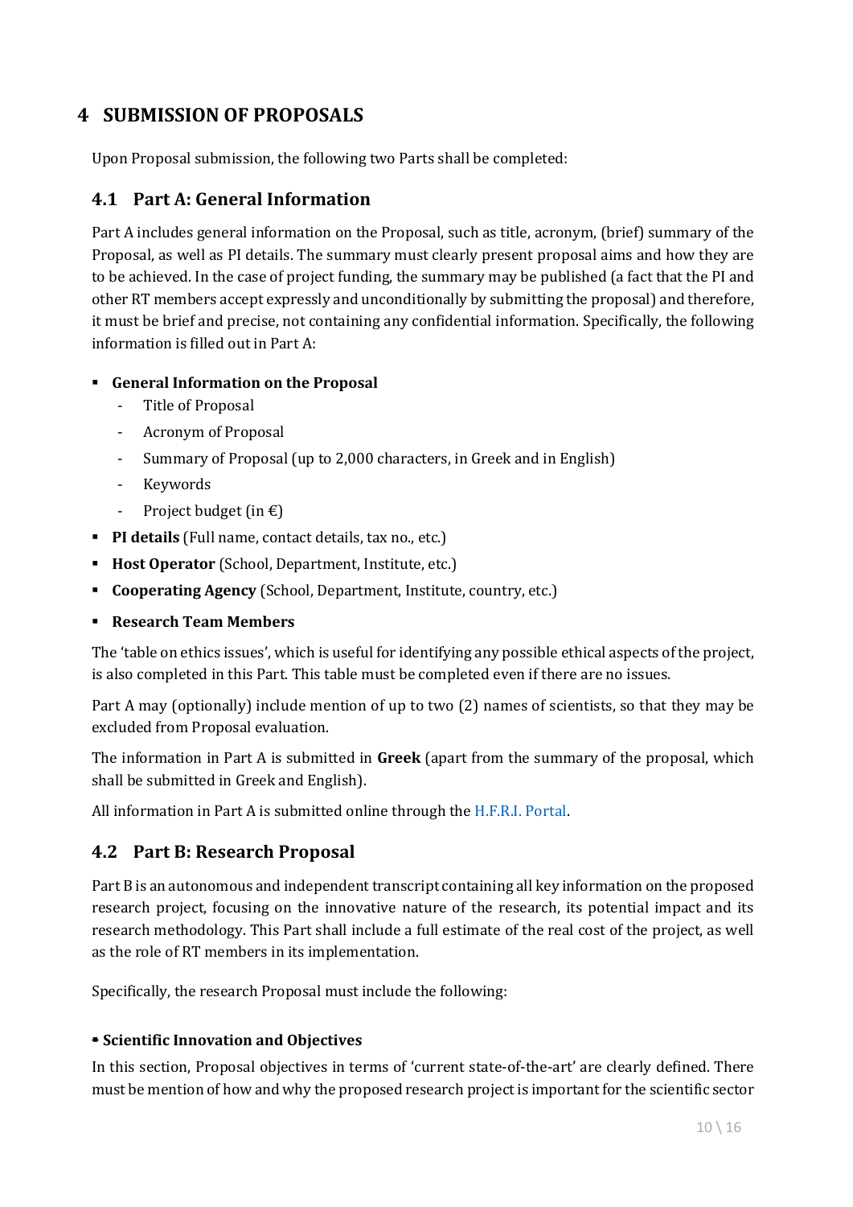# 4 SUBMISSION OF PROPOSALS

Upon Proposal submission, the following two Parts shall be completed:

## 4.1 Part A: General Information

Part A includes general information on the Proposal, such as title, acronym, (brief) summary of the Proposal, as well as PI details. The summary must clearly present proposal aims and how they are to be achieved. In the case of project funding, the summary may be published (a fact that the PI and other RT members accept expressly and unconditionally by submitting the proposal) and therefore, it must be brief and precise, not containing any confidential information. Specifically, the following information is filled out in Part A:

- **General Information on the Proposal**
  - Title of Proposal
  - Acronym of Proposal
  - Summary of Proposal (up to 2,000 characters, in Greek and in English)
  - Keywords
  - Project budget (in €)
- **PI details** (Full name, contact details, tax no., etc.)
- **Host Operator** (School, Department, Institute, etc.)
- **Cooperating Agency** (School, Department, Institute, country, etc.)
- **Research Team Members**

The 'table on ethics issues', which is useful for identifying any possible ethical aspects of the project, is also completed in this Part. This table must be completed even if there are no issues.

Part A may (optionally) include mention of up to two (2) names of scientists, so that they may be excluded from Proposal evaluation.

The information in Part A is submitted in **Greek** (apart from the summary of the proposal, which shall be submitted in Greek and English).

All information in Part A is submitted online through the H.F.R.I. Portal.

## 4.2 Part B: Research Proposal

Part B is an autonomous and independent transcript containing all key information on the proposed research project, focusing on the innovative nature of the research, its potential impact and its research methodology. This Part shall include a full estimate of the real cost of the project, as well as the role of RT members in its implementation.

Specifically, the research Proposal must include the following:

- **Scientific Innovation and Objectives**

In this section, Proposal objectives in terms of 'current state-of-the-art' are clearly defined. There must be mention of how and why the proposed research project is important for the scientific sector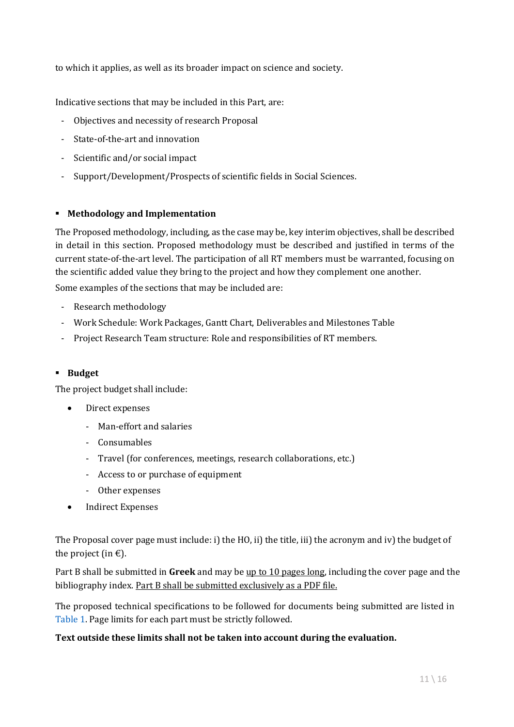to which it applies, as well as its broader impact on science and society.

Indicative sections that may be included in this Part, are:

- Objectives and necessity of research Proposal
- State-of-the-art and innovation
- Scientific and/or social impact
- Support/Development/Prospects of scientific fields in Social Sciences.

- **Methodology and Implementation**

The Proposed methodology, including, as the case may be, key interim objectives, shall be described in detail in this section. Proposed methodology must be described and justified in terms of the current state-of-the-art level. The participation of all RT members must be warranted, focusing on the scientific added value they bring to the project and how they complement one another.

Some examples of the sections that may be included are:

- Research methodology
- Work Schedule: Work Packages, Gantt Chart, Deliverables and Milestones Table
- Project Research Team structure: Role and responsibilities of RT members.

- **Budget**

The project budget shall include:

- Direct expenses
  - Man-effort and salaries
  - Consumables
  - Travel (for conferences, meetings, research collaborations, etc.)
  - Access to or purchase of equipment
  - Other expenses
- Indirect Expenses

The Proposal cover page must include: i) the HO, ii) the title, iii) the acronym and iv) the budget of the project (in €).

Part B shall be submitted in **Greek** and may be <u>up to 10 pages long</u>, including the cover page and the bibliography index. <u>Part B shall be submitted exclusively as a PDF file.</u>

The proposed technical specifications to be followed for documents being submitted are listed in Table 1. Page limits for each part must be strictly followed.

**Text outside these limits shall not be taken into account during the evaluation.**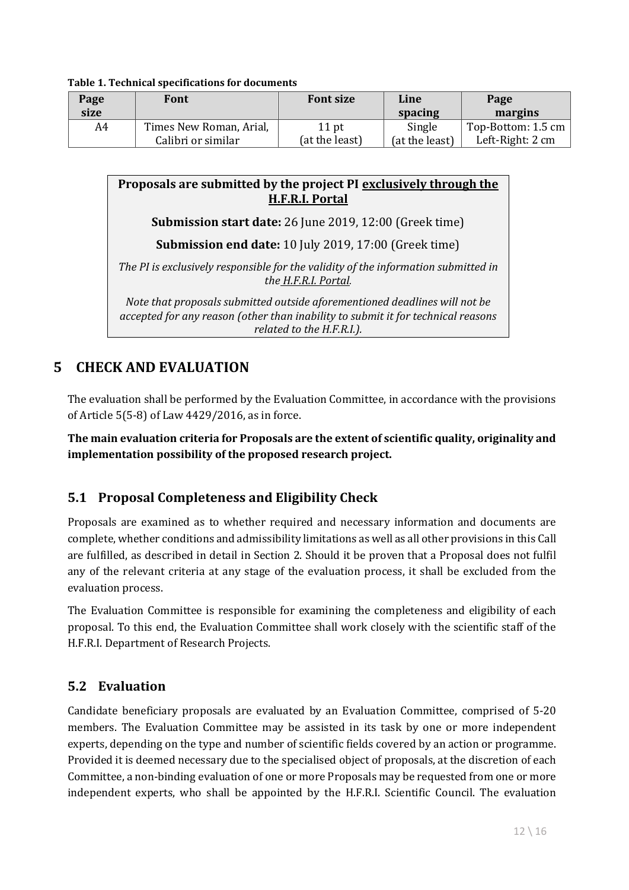**Table 1. Technical specifications for documents**

| Page size | Font | Font size | Line spacing | Page margins |
|---|---|---|---|---|
| A4 | Times New Roman, Arial, Calibri or similar | 11 pt (at the least) | Single (at the least) | Top-Bottom: 1.5 cm Left-Right: 2 cm |

**Proposals are submitted by the project PI exclusively through the H.F.R.I. Portal**

**Submission start date:** 26 June 2019, 12:00 (Greek time)

**Submission end date:** 10 July 2019, 17:00 (Greek time)

*The PI is exclusively responsible for the validity of the information submitted in the H.F.R.I. Portal.*

*Note that proposals submitted outside aforementioned deadlines will not be accepted for any reason (other than inability to submit it for technical reasons related to the H.F.R.I.).*

# 5 CHECK AND EVALUATION

The evaluation shall be performed by the Evaluation Committee, in accordance with the provisions of Article 5(5-8) of Law 4429/2016, as in force.

**The main evaluation criteria for Proposals are the extent of scientific quality, originality and implementation possibility of the proposed research project.**

## 5.1 Proposal Completeness and Eligibility Check

Proposals are examined as to whether required and necessary information and documents are complete, whether conditions and admissibility limitations as well as all other provisions in this Call are fulfilled, as described in detail in Section 2. Should it be proven that a Proposal does not fulfil any of the relevant criteria at any stage of the evaluation process, it shall be excluded from the evaluation process.

The Evaluation Committee is responsible for examining the completeness and eligibility of each proposal. To this end, the Evaluation Committee shall work closely with the scientific staff of the H.F.R.I. Department of Research Projects.

## 5.2 Evaluation

Candidate beneficiary proposals are evaluated by an Evaluation Committee, comprised of 5-20 members. The Evaluation Committee may be assisted in its task by one or more independent experts, depending on the type and number of scientific fields covered by an action or programme. Provided it is deemed necessary due to the specialised object of proposals, at the discretion of each Committee, a non-binding evaluation of one or more Proposals may be requested from one or more independent experts, who shall be appointed by the H.F.R.I. Scientific Council. The evaluation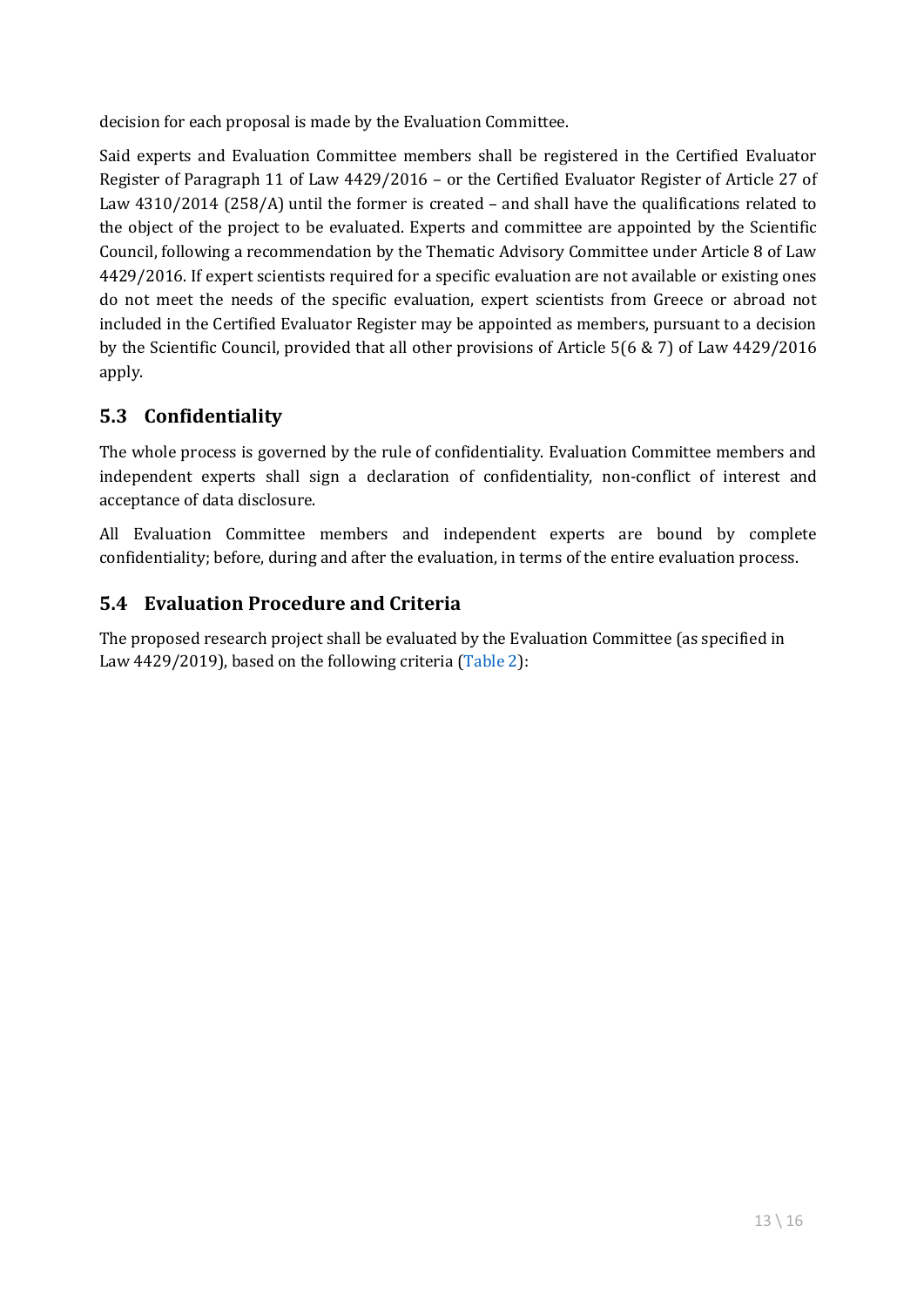decision for each proposal is made by the Evaluation Committee.

Said experts and Evaluation Committee members shall be registered in the Certified Evaluator Register of Paragraph 11 of Law 4429/2016 – or the Certified Evaluator Register of Article 27 of Law 4310/2014 (258/A) until the former is created – and shall have the qualifications related to the object of the project to be evaluated. Experts and committee are appointed by the Scientific Council, following a recommendation by the Thematic Advisory Committee under Article 8 of Law 4429/2016. If expert scientists required for a specific evaluation are not available or existing ones do not meet the needs of the specific evaluation, expert scientists from Greece or abroad not included in the Certified Evaluator Register may be appointed as members, pursuant to a decision by the Scientific Council, provided that all other provisions of Article 5(6 & 7) of Law 4429/2016 apply.

## 5.3 Confidentiality

The whole process is governed by the rule of confidentiality. Evaluation Committee members and independent experts shall sign a declaration of confidentiality, non-conflict of interest and acceptance of data disclosure.

All Evaluation Committee members and independent experts are bound by complete confidentiality; before, during and after the evaluation, in terms of the entire evaluation process.

## 5.4 Evaluation Procedure and Criteria

The proposed research project shall be evaluated by the Evaluation Committee (as specified in Law 4429/2019), based on the following criteria (Table 2):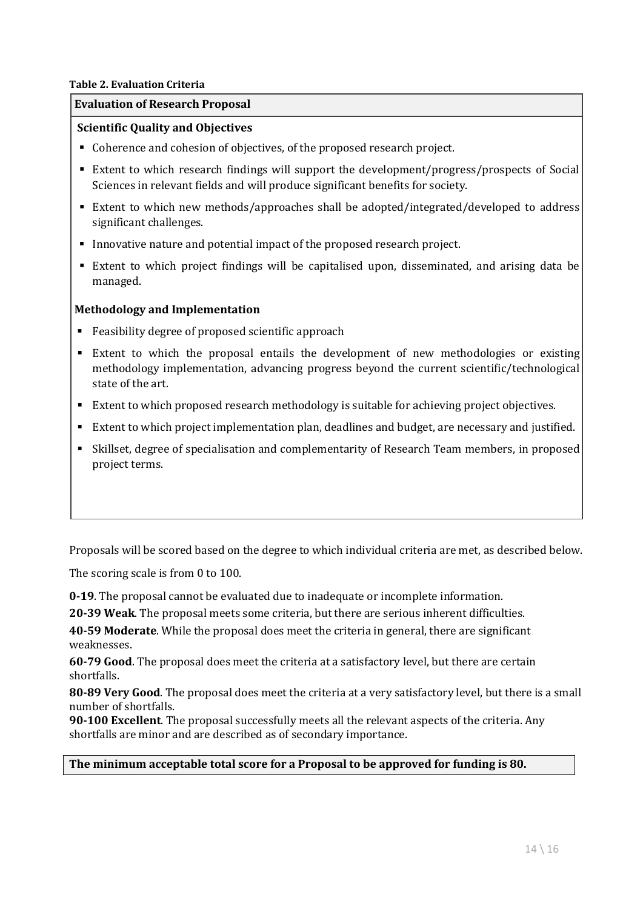**Table 2. Evaluation Criteria**

**Evaluation of Research Proposal**

**Scientific Quality and Objectives**

- Coherence and cohesion of objectives, of the proposed research project.
- Extent to which research findings will support the development/progress/prospects of Social Sciences in relevant fields and will produce significant benefits for society.
- Extent to which new methods/approaches shall be adopted/integrated/developed to address significant challenges.
- Innovative nature and potential impact of the proposed research project.
- Extent to which project findings will be capitalised upon, disseminated, and arising data be managed.

**Methodology and Implementation**

- Feasibility degree of proposed scientific approach
- Extent to which the proposal entails the development of new methodologies or existing methodology implementation, advancing progress beyond the current scientific/technological state of the art.
- Extent to which proposed research methodology is suitable for achieving project objectives.
- Extent to which project implementation plan, deadlines and budget, are necessary and justified.
- Skillset, degree of specialisation and complementarity of Research Team members, in proposed project terms.

Proposals will be scored based on the degree to which individual criteria are met, as described below.

The scoring scale is from 0 to 100.

**0-19**. The proposal cannot be evaluated due to inadequate or incomplete information.

**20-39 Weak**. The proposal meets some criteria, but there are serious inherent difficulties.

**40-59 Moderate**. While the proposal does meet the criteria in general, there are significant weaknesses.

**60-79 Good**. The proposal does meet the criteria at a satisfactory level, but there are certain shortfalls.

**80-89 Very Good**. The proposal does meet the criteria at a very satisfactory level, but there is a small number of shortfalls.

**90-100 Excellent**. The proposal successfully meets all the relevant aspects of the criteria. Any shortfalls are minor and are described as of secondary importance.

**The minimum acceptable total score for a Proposal to be approved for funding is 80.**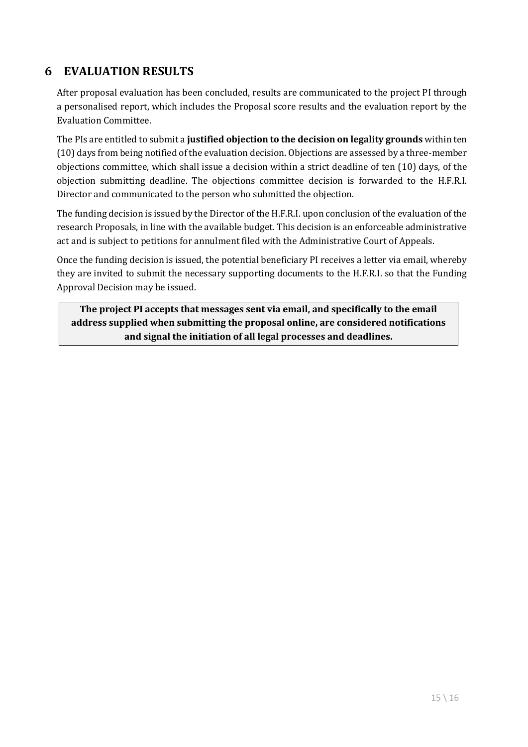# 6 EVALUATION RESULTS

After proposal evaluation has been concluded, results are communicated to the project PI through a personalised report, which includes the Proposal score results and the evaluation report by the Evaluation Committee.

The PIs are entitled to submit a **justified objection to the decision on legality grounds** within ten (10) days from being notified of the evaluation decision. Objections are assessed by a three-member objections committee, which shall issue a decision within a strict deadline of ten (10) days, of the objection submitting deadline. The objections committee decision is forwarded to the H.F.R.I. Director and communicated to the person who submitted the objection.

The funding decision is issued by the Director of the H.F.R.I. upon conclusion of the evaluation of the research Proposals, in line with the available budget. This decision is an enforceable administrative act and is subject to petitions for annulment filed with the Administrative Court of Appeals.

Once the funding decision is issued, the potential beneficiary PI receives a letter via email, whereby they are invited to submit the necessary supporting documents to the H.F.R.I. so that the Funding Approval Decision may be issued.

**The project PI accepts that messages sent via email, and specifically to the email address supplied when submitting the proposal online, are considered notifications and signal the initiation of all legal processes and deadlines.**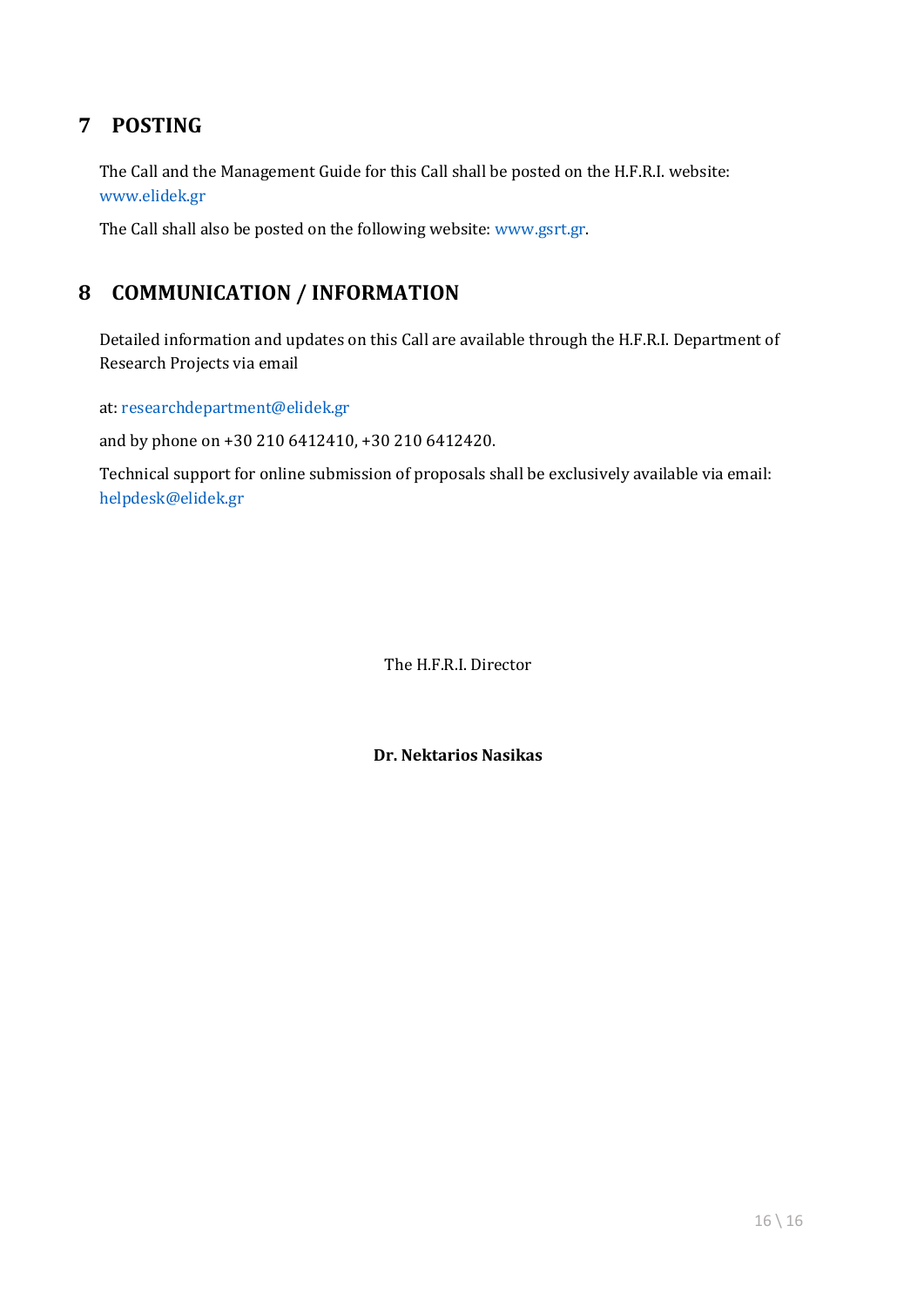# 7 POSTING

The Call and the Management Guide for this Call shall be posted on the H.F.R.I. website: www.elidek.gr

The Call shall also be posted on the following website: www.gsrt.gr.

# 8 COMMUNICATION / INFORMATION

Detailed information and updates on this Call are available through the H.F.R.I. Department of Research Projects via email

at: researchdepartment@elidek.gr

and by phone on +30 210 6412410, +30 210 6412420.

Technical support for online submission of proposals shall be exclusively available via email: helpdesk@elidek.gr

The H.F.R.I. Director

**Dr. Nektarios Nasikas**